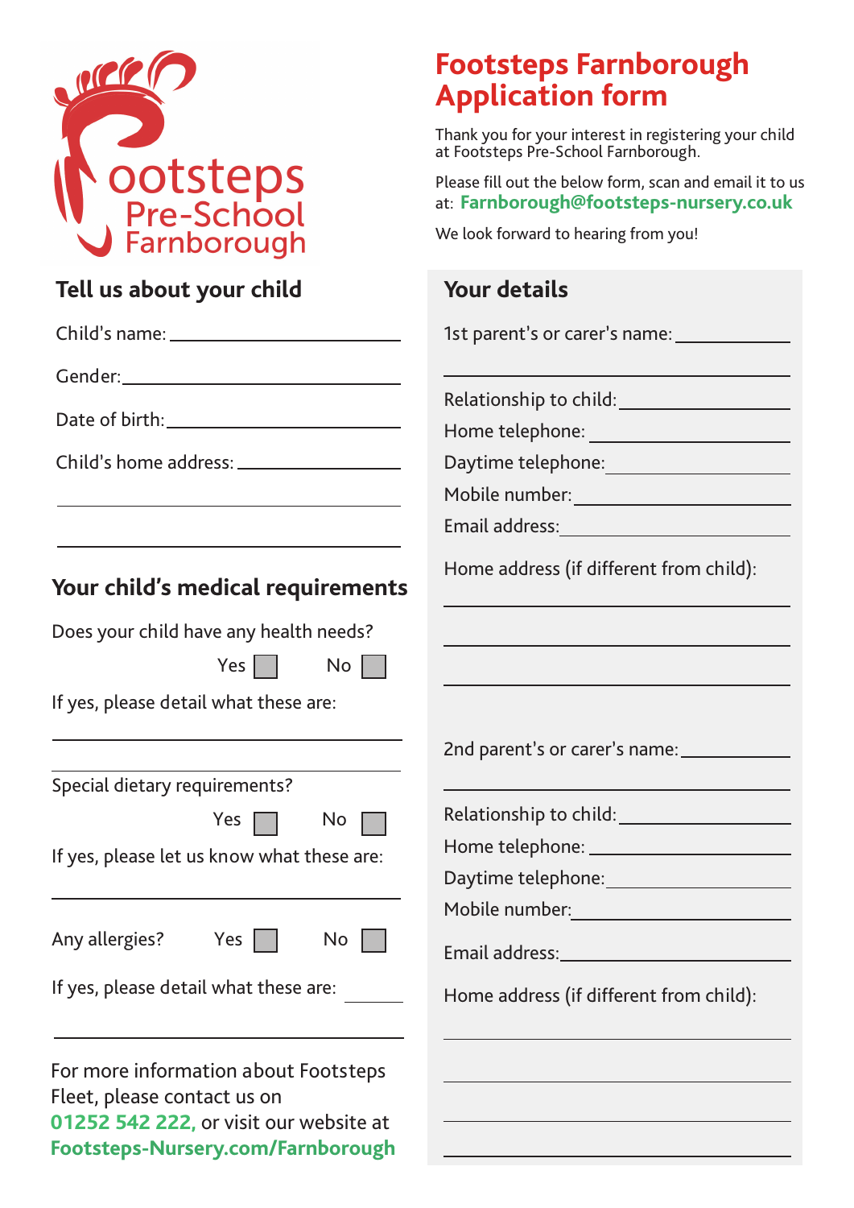Footsteps Pre-School Farnborough

# Footsteps Farnborough Application form

Thank you for your interest in registering your child at Footsteps Pre-School Farnborough.

Please fill out the below form, scan and email it to us at: **Farnborough@footsteps-nursery.co.uk**

We look forward to hearing from you!

## Tell us about your child

Child's name: ____________________

Gender: ____________________

Date of birth: ____________________

Child's home address: ____________________

____________________

____________________

## Your child's medical requirements

Does your child have any health needs?

Yes ☐ No ☐

If yes, please detail what these are:

____________________

____________________

Special dietary requirements?

Yes ☐ No ☐

If yes, please let us know what these are:

____________________

Any allergies? Yes ☐ No ☐

If yes, please detail what these are: ________

____________________

For more information about Footsteps Fleet, please contact us on **01252 542 222**, or visit our website at **Footsteps-Nursery.com/Farnborough**

## Your details

1st parent's or carer's name: ____________________

____________________

Relationship to child: ____________________

Home telephone: ____________________

Daytime telephone: ____________________

Mobile number: ____________________

Email address: ____________________

Home address (if different from child):

____________________

____________________

____________________

2nd parent's or carer's name: ____________________

____________________

Relationship to child: ____________________

Home telephone: ____________________

Daytime telephone: ____________________

Mobile number: ____________________

Email address: ____________________

Home address (if different from child):

____________________

____________________

____________________

____________________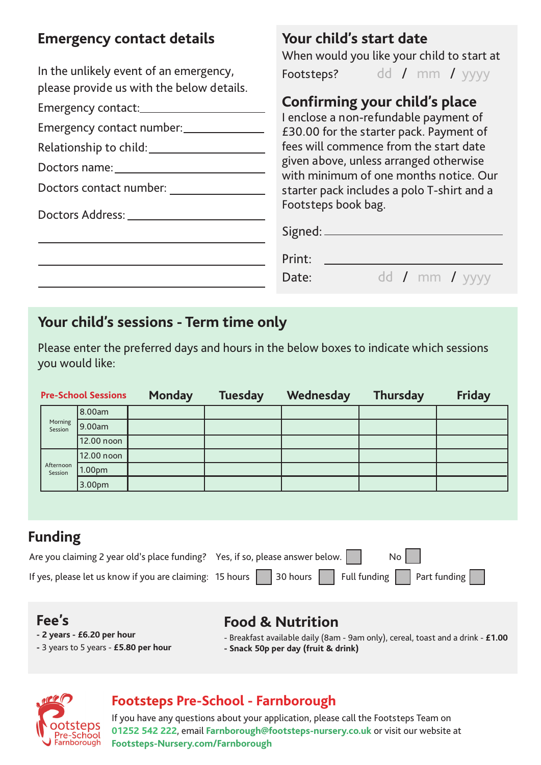## Emergency contact details

In the unlikely event of an emergency, please provide us with the below details.

Emergency contact: ____________________

Emergency contact number: ____________________

Relationship to child: ____________________

Doctors name: ____________________

Doctors contact number: ____________________

Doctors Address: ____________________

____________________

____________________

____________________

## Your child's start date

When would you like your child to start at Footsteps? dd / mm / yyyy

## Confirming your child's place

I enclose a non-refundable payment of £30.00 for the starter pack. Payment of fees will commence from the start date given above, unless arranged otherwise with minimum of one months notice. Our starter pack includes a polo T-shirt and a Footsteps book bag.

Signed: ____________________

Print: ____________________

Date: dd / mm / yyyy

## Your child's sessions - Term time only

Please enter the preferred days and hours in the below boxes to indicate which sessions you would like:

| Pre-School Sessions | | Monday | Tuesday | Wednesday | Thursday | Friday |
|---|---|---|---|---|---|---|
| Morning Session | 8.00am | | | | | |
| | 9.00am | | | | | |
| | 12.00 noon | | | | | |
| Afternoon Session | 12.00 noon | | | | | |
| | 1.00pm | | | | | |
| | 3.00pm | | | | | |

## Funding

Are you claiming 2 year old's place funding? Yes, if so, please answer below. ☐ No ☐

If yes, please let us know if you are claiming: 15 hours ☐ 30 hours ☐ Full funding ☐ Part funding ☐

## Fee's

- **2 years - £6.20 per hour**
- 3 years to 5 years - **£5.80 per hour**

## Food & Nutrition

- Breakfast available daily (8am - 9am only), cereal, toast and a drink - **£1.00**
- **Snack 50p per day (fruit & drink)**

## Footsteps Pre-School - Farnborough

If you have any questions about your application, please call the Footsteps Team on **01252 542 222**, email **Farnborough@footsteps-nursery.co.uk** or visit our website at **Footsteps-Nursery.com/Farnborough**